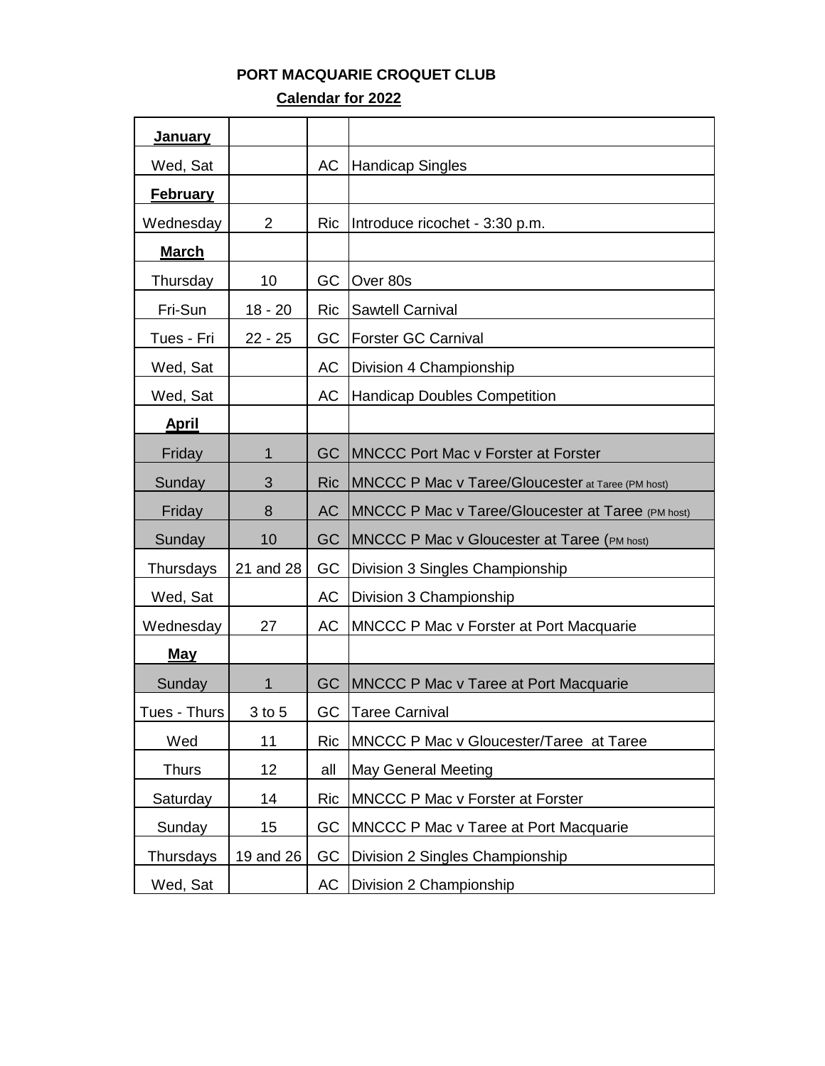# PORT MACQUARIE CROQUET CLUB

## Calendar for 2022

| | | | |
|---|---|---|---|
| **January** | | | |
| Wed, Sat | | AC | Handicap Singles |
| **February** | | | |
| Wednesday | 2 | Ric | Introduce ricochet - 3:30 p.m. |
| **March** | | | |
| Thursday | 10 | GC | Over 80s |
| Fri-Sun | 18 - 20 | Ric | Sawtell Carnival |
| Tues - Fri | 22 - 25 | GC | Forster GC Carnival |
| Wed, Sat | | AC | Division 4 Championship |
| Wed, Sat | | AC | Handicap Doubles Competition |
| **April** | | | |
| Friday | 1 | GC | MNCCC Port Mac v Forster at Forster |
| Sunday | 3 | Ric | MNCCC P Mac v Taree/Gloucester at Taree (PM host) |
| Friday | 8 | AC | MNCCC P Mac v Taree/Gloucester at Taree (PM host) |
| Sunday | 10 | GC | MNCCC P Mac v Gloucester at Taree (PM host) |
| Thursdays | 21 and 28 | GC | Division 3 Singles Championship |
| Wed, Sat | | AC | Division 3 Championship |
| Wednesday | 27 | AC | MNCCC P Mac v Forster at Port Macquarie |
| **May** | | | |
| Sunday | 1 | GC | MNCCC P Mac v Taree at Port Macquarie |
| Tues - Thurs | 3 to 5 | GC | Taree Carnival |
| Wed | 11 | Ric | MNCCC P Mac v Gloucester/Taree at Taree |
| Thurs | 12 | all | May General Meeting |
| Saturday | 14 | Ric | MNCCC P Mac v Forster at Forster |
| Sunday | 15 | GC | MNCCC P Mac v Taree at Port Macquarie |
| Thursdays | 19 and 26 | GC | Division 2 Singles Championship |
| Wed, Sat | | AC | Division 2 Championship |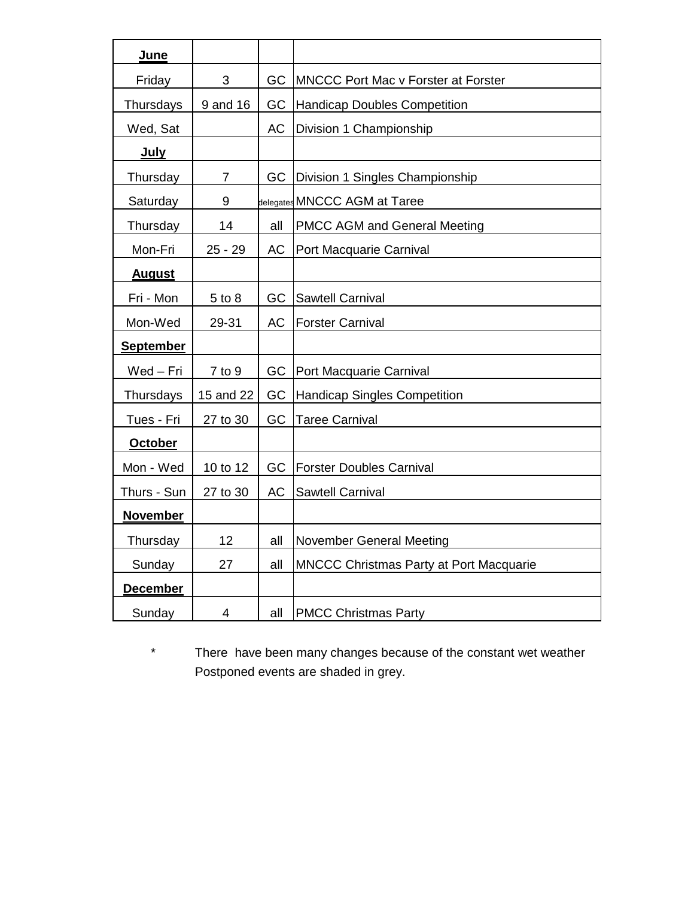| | | | |
|---|---|---|---|
| **June** | | | |
| Friday | 3 | GC | MNCCC Port Mac v Forster at Forster |
| Thursdays | 9 and 16 | GC | Handicap Doubles Competition |
| Wed, Sat | | AC | Division 1 Championship |
| **July** | | | |
| Thursday | 7 | GC | Division 1 Singles Championship |
| Saturday | 9 | delegates | MNCCC AGM at Taree |
| Thursday | 14 | all | PMCC AGM and General Meeting |
| Mon-Fri | 25 - 29 | AC | Port Macquarie Carnival |
| **August** | | | |
| Fri - Mon | 5 to 8 | GC | Sawtell Carnival |
| Mon-Wed | 29-31 | AC | Forster Carnival |
| **September** | | | |
| Wed – Fri | 7 to 9 | GC | Port Macquarie Carnival |
| Thursdays | 15 and 22 | GC | Handicap Singles Competition |
| Tues - Fri | 27 to 30 | GC | Taree Carnival |
| **October** | | | |
| Mon - Wed | 10 to 12 | GC | Forster Doubles Carnival |
| Thurs - Sun | 27 to 30 | AC | Sawtell Carnival |
| **November** | | | |
| Thursday | 12 | all | November General Meeting |
| Sunday | 27 | all | MNCCC Christmas Party at Port Macquarie |
| **December** | | | |
| Sunday | 4 | all | PMCC Christmas Party |

\* There have been many changes because of the constant wet weather
Postponed events are shaded in grey.